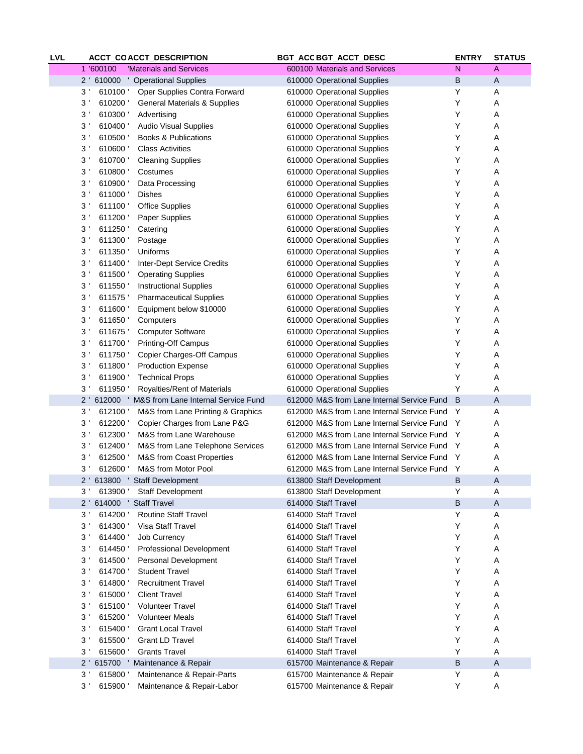| LVL | ACCT_CO | ACCT_DESCRIPTION | BGT_ACC | BGT_ACCT_DESC | ENTRY | STATUS |
|---|---|---|---|---|---|---|
| 1 | '600100 | 'Materials and Services | 600100 | Materials and Services | N | A |
| 2 | ' 610000 | ' Operational Supplies | 610000 | Operational Supplies | B | A |
| 3 | ' 610100 | ' Oper Supplies Contra Forward | 610000 | Operational Supplies | Y | A |
| 3 | ' 610200 | ' General Materials & Supplies | 610000 | Operational Supplies | Y | A |
| 3 | ' 610300 | ' Advertising | 610000 | Operational Supplies | Y | A |
| 3 | ' 610400 | ' Audio Visual Supplies | 610000 | Operational Supplies | Y | A |
| 3 | ' 610500 | ' Books & Publications | 610000 | Operational Supplies | Y | A |
| 3 | ' 610600 | ' Class Activities | 610000 | Operational Supplies | Y | A |
| 3 | ' 610700 | ' Cleaning Supplies | 610000 | Operational Supplies | Y | A |
| 3 | ' 610800 | ' Costumes | 610000 | Operational Supplies | Y | A |
| 3 | ' 610900 | ' Data Processing | 610000 | Operational Supplies | Y | A |
| 3 | ' 611000 | ' Dishes | 610000 | Operational Supplies | Y | A |
| 3 | ' 611100 | ' Office Supplies | 610000 | Operational Supplies | Y | A |
| 3 | ' 611200 | ' Paper Supplies | 610000 | Operational Supplies | Y | A |
| 3 | ' 611250 | ' Catering | 610000 | Operational Supplies | Y | A |
| 3 | ' 611300 | ' Postage | 610000 | Operational Supplies | Y | A |
| 3 | ' 611350 | ' Uniforms | 610000 | Operational Supplies | Y | A |
| 3 | ' 611400 | ' Inter-Dept Service Credits | 610000 | Operational Supplies | Y | A |
| 3 | ' 611500 | ' Operating Supplies | 610000 | Operational Supplies | Y | A |
| 3 | ' 611550 | ' Instructional Supplies | 610000 | Operational Supplies | Y | A |
| 3 | ' 611575 | ' Pharmaceutical Supplies | 610000 | Operational Supplies | Y | A |
| 3 | ' 611600 | ' Equipment below $10000 | 610000 | Operational Supplies | Y | A |
| 3 | ' 611650 | ' Computers | 610000 | Operational Supplies | Y | A |
| 3 | ' 611675 | ' Computer Software | 610000 | Operational Supplies | Y | A |
| 3 | ' 611700 | ' Printing-Off Campus | 610000 | Operational Supplies | Y | A |
| 3 | ' 611750 | ' Copier Charges-Off Campus | 610000 | Operational Supplies | Y | A |
| 3 | ' 611800 | ' Production Expense | 610000 | Operational Supplies | Y | A |
| 3 | ' 611900 | ' Technical Props | 610000 | Operational Supplies | Y | A |
| 3 | ' 611950 | ' Royalties/Rent of Materials | 610000 | Operational Supplies | Y | A |
| 2 | ' 612000 | ' M&S from Lane Internal Service Fund | 612000 | M&S from Lane Internal Service Fund | B | A |
| 3 | ' 612100 | ' M&S from Lane Printing & Graphics | 612000 | M&S from Lane Internal Service Fund | Y | A |
| 3 | ' 612200 | ' Copier Charges from Lane P&G | 612000 | M&S from Lane Internal Service Fund | Y | A |
| 3 | ' 612300 | ' M&S from Lane Warehouse | 612000 | M&S from Lane Internal Service Fund | Y | A |
| 3 | ' 612400 | ' M&S from Lane Telephone Services | 612000 | M&S from Lane Internal Service Fund | Y | A |
| 3 | ' 612500 | ' M&S from Coast Properties | 612000 | M&S from Lane Internal Service Fund | Y | A |
| 3 | ' 612600 | ' M&S from Motor Pool | 612000 | M&S from Lane Internal Service Fund | Y | A |
| 2 | ' 613800 | ' Staff Development | 613800 | Staff Development | B | A |
| 3 | ' 613900 | ' Staff Development | 613800 | Staff Development | Y | A |
| 2 | ' 614000 | ' Staff Travel | 614000 | Staff Travel | B | A |
| 3 | ' 614200 | ' Routine Staff Travel | 614000 | Staff Travel | Y | A |
| 3 | ' 614300 | ' Visa Staff Travel | 614000 | Staff Travel | Y | A |
| 3 | ' 614400 | ' Job Currency | 614000 | Staff Travel | Y | A |
| 3 | ' 614450 | ' Professional Development | 614000 | Staff Travel | Y | A |
| 3 | ' 614500 | ' Personal Development | 614000 | Staff Travel | Y | A |
| 3 | ' 614700 | ' Student Travel | 614000 | Staff Travel | Y | A |
| 3 | ' 614800 | ' Recruitment Travel | 614000 | Staff Travel | Y | A |
| 3 | ' 615000 | ' Client Travel | 614000 | Staff Travel | Y | A |
| 3 | ' 615100 | ' Volunteer Travel | 614000 | Staff Travel | Y | A |
| 3 | ' 615200 | ' Volunteer Meals | 614000 | Staff Travel | Y | A |
| 3 | ' 615400 | ' Grant Local Travel | 614000 | Staff Travel | Y | A |
| 3 | ' 615500 | ' Grant LD Travel | 614000 | Staff Travel | Y | A |
| 3 | ' 615600 | ' Grants Travel | 614000 | Staff Travel | Y | A |
| 2 | ' 615700 | ' Maintenance & Repair | 615700 | Maintenance & Repair | B | A |
| 3 | ' 615800 | ' Maintenance & Repair-Parts | 615700 | Maintenance & Repair | Y | A |
| 3 | ' 615900 | ' Maintenance & Repair-Labor | 615700 | Maintenance & Repair | Y | A |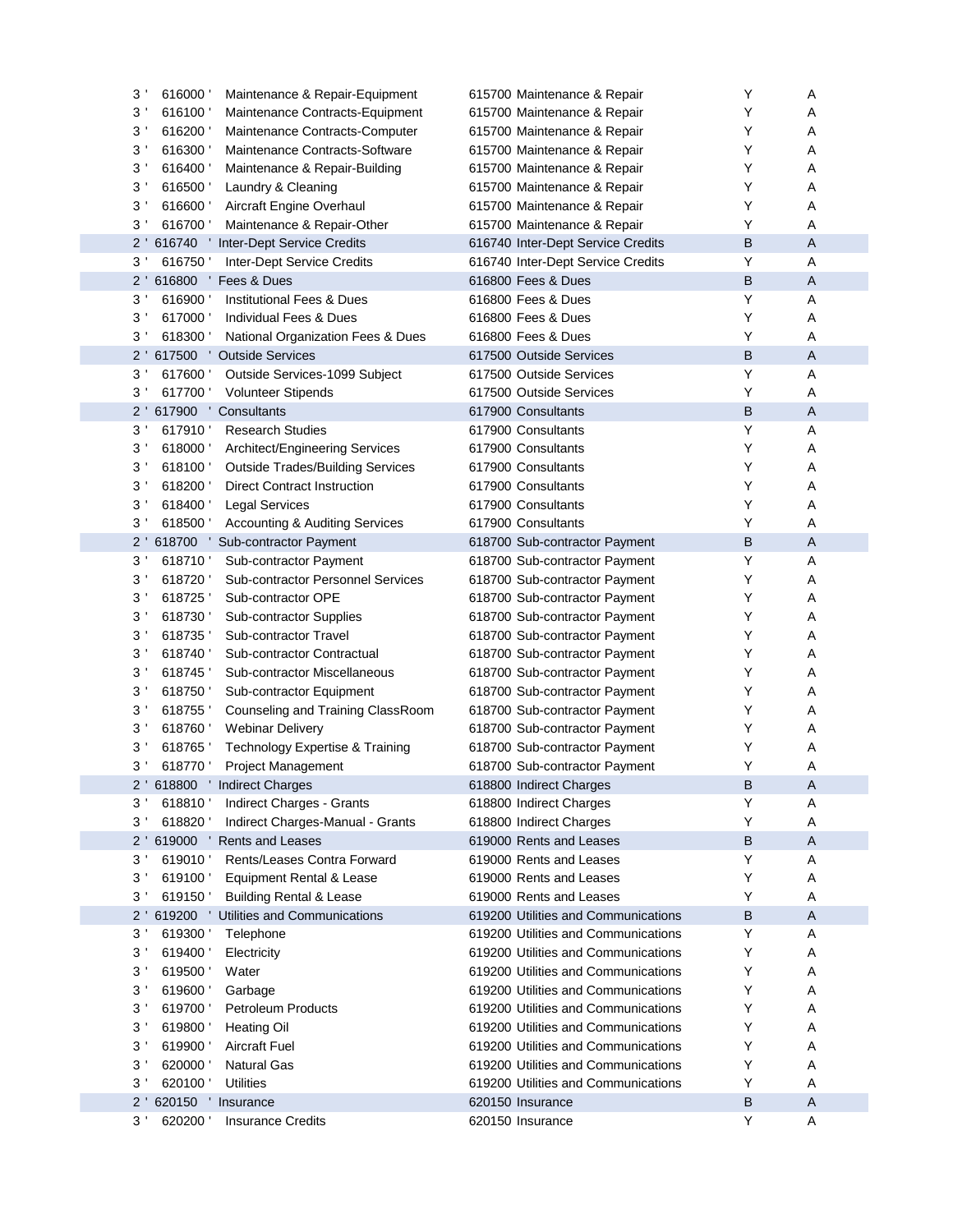| | | | | | |
|---|---|---|---|---|---|
| 3 ' | 616000 ' | Maintenance & Repair-Equipment | 615700 Maintenance & Repair | Y | A |
| 3 ' | 616100 ' | Maintenance Contracts-Equipment | 615700 Maintenance & Repair | Y | A |
| 3 ' | 616200 ' | Maintenance Contracts-Computer | 615700 Maintenance & Repair | Y | A |
| 3 ' | 616300 ' | Maintenance Contracts-Software | 615700 Maintenance & Repair | Y | A |
| 3 ' | 616400 ' | Maintenance & Repair-Building | 615700 Maintenance & Repair | Y | A |
| 3 ' | 616500 ' | Laundry & Cleaning | 615700 Maintenance & Repair | Y | A |
| 3 ' | 616600 ' | Aircraft Engine Overhaul | 615700 Maintenance & Repair | Y | A |
| 3 ' | 616700 ' | Maintenance & Repair-Other | 615700 Maintenance & Repair | Y | A |
| 2 ' | 616740 ' | Inter-Dept Service Credits | 616740 Inter-Dept Service Credits | B | A |
| 3 ' | 616750 ' | Inter-Dept Service Credits | 616740 Inter-Dept Service Credits | Y | A |
| 2 ' | 616800 ' | Fees & Dues | 616800 Fees & Dues | B | A |
| 3 ' | 616900 ' | Institutional Fees & Dues | 616800 Fees & Dues | Y | A |
| 3 ' | 617000 ' | Individual Fees & Dues | 616800 Fees & Dues | Y | A |
| 3 ' | 618300 ' | National Organization Fees & Dues | 616800 Fees & Dues | Y | A |
| 2 ' | 617500 ' | Outside Services | 617500 Outside Services | B | A |
| 3 ' | 617600 ' | Outside Services-1099 Subject | 617500 Outside Services | Y | A |
| 3 ' | 617700 ' | Volunteer Stipends | 617500 Outside Services | Y | A |
| 2 ' | 617900 ' | Consultants | 617900 Consultants | B | A |
| 3 ' | 617910 ' | Research Studies | 617900 Consultants | Y | A |
| 3 ' | 618000 ' | Architect/Engineering Services | 617900 Consultants | Y | A |
| 3 ' | 618100 ' | Outside Trades/Building Services | 617900 Consultants | Y | A |
| 3 ' | 618200 ' | Direct Contract Instruction | 617900 Consultants | Y | A |
| 3 ' | 618400 ' | Legal Services | 617900 Consultants | Y | A |
| 3 ' | 618500 ' | Accounting & Auditing Services | 617900 Consultants | Y | A |
| 2 ' | 618700 ' | Sub-contractor Payment | 618700 Sub-contractor Payment | B | A |
| 3 ' | 618710 ' | Sub-contractor Payment | 618700 Sub-contractor Payment | Y | A |
| 3 ' | 618720 ' | Sub-contractor Personnel Services | 618700 Sub-contractor Payment | Y | A |
| 3 ' | 618725 ' | Sub-contractor OPE | 618700 Sub-contractor Payment | Y | A |
| 3 ' | 618730 ' | Sub-contractor Supplies | 618700 Sub-contractor Payment | Y | A |
| 3 ' | 618735 ' | Sub-contractor Travel | 618700 Sub-contractor Payment | Y | A |
| 3 ' | 618740 ' | Sub-contractor Contractual | 618700 Sub-contractor Payment | Y | A |
| 3 ' | 618745 ' | Sub-contractor Miscellaneous | 618700 Sub-contractor Payment | Y | A |
| 3 ' | 618750 ' | Sub-contractor Equipment | 618700 Sub-contractor Payment | Y | A |
| 3 ' | 618755 ' | Counseling and Training ClassRoom | 618700 Sub-contractor Payment | Y | A |
| 3 ' | 618760 ' | Webinar Delivery | 618700 Sub-contractor Payment | Y | A |
| 3 ' | 618765 ' | Technology Expertise & Training | 618700 Sub-contractor Payment | Y | A |
| 3 ' | 618770 ' | Project Management | 618700 Sub-contractor Payment | Y | A |
| 2 ' | 618800 ' | Indirect Charges | 618800 Indirect Charges | B | A |
| 3 ' | 618810 ' | Indirect Charges - Grants | 618800 Indirect Charges | Y | A |
| 3 ' | 618820 ' | Indirect Charges-Manual - Grants | 618800 Indirect Charges | Y | A |
| 2 ' | 619000 ' | Rents and Leases | 619000 Rents and Leases | B | A |
| 3 ' | 619010 ' | Rents/Leases Contra Forward | 619000 Rents and Leases | Y | A |
| 3 ' | 619100 ' | Equipment Rental & Lease | 619000 Rents and Leases | Y | A |
| 3 ' | 619150 ' | Building Rental & Lease | 619000 Rents and Leases | Y | A |
| 2 ' | 619200 ' | Utilities and Communications | 619200 Utilities and Communications | B | A |
| 3 ' | 619300 ' | Telephone | 619200 Utilities and Communications | Y | A |
| 3 ' | 619400 ' | Electricity | 619200 Utilities and Communications | Y | A |
| 3 ' | 619500 ' | Water | 619200 Utilities and Communications | Y | A |
| 3 ' | 619600 ' | Garbage | 619200 Utilities and Communications | Y | A |
| 3 ' | 619700 ' | Petroleum Products | 619200 Utilities and Communications | Y | A |
| 3 ' | 619800 ' | Heating Oil | 619200 Utilities and Communications | Y | A |
| 3 ' | 619900 ' | Aircraft Fuel | 619200 Utilities and Communications | Y | A |
| 3 ' | 620000 ' | Natural Gas | 619200 Utilities and Communications | Y | A |
| 3 ' | 620100 ' | Utilities | 619200 Utilities and Communications | Y | A |
| 2 ' | 620150 ' | Insurance | 620150 Insurance | B | A |
| 3 ' | 620200 ' | Insurance Credits | 620150 Insurance | Y | A |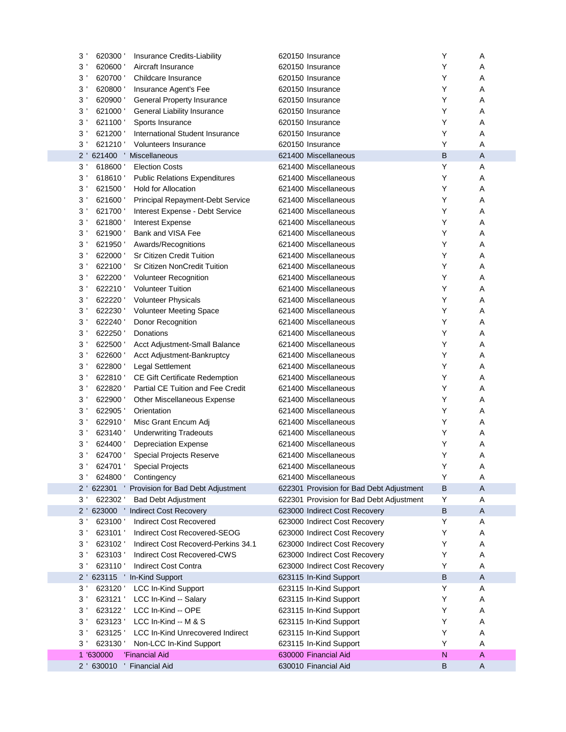| Level | Account | Description | Parent | Type | Status |
|---|---|---|---|---|---|
| 3 ' | 620300 ' | Insurance Credits-Liability | 620150 Insurance | Y | A |
| 3 ' | 620600 ' | Aircraft Insurance | 620150 Insurance | Y | A |
| 3 ' | 620700 ' | Childcare Insurance | 620150 Insurance | Y | A |
| 3 ' | 620800 ' | Insurance Agent's Fee | 620150 Insurance | Y | A |
| 3 ' | 620900 ' | General Property Insurance | 620150 Insurance | Y | A |
| 3 ' | 621000 ' | General Liability Insurance | 620150 Insurance | Y | A |
| 3 ' | 621100 ' | Sports Insurance | 620150 Insurance | Y | A |
| 3 ' | 621200 ' | International Student Insurance | 620150 Insurance | Y | A |
| 3 ' | 621210 ' | Volunteers Insurance | 620150 Insurance | Y | A |
| 2 ' | 621400 ' | Miscellaneous | 621400 Miscellaneous | B | A |
| 3 ' | 618600 ' | Election Costs | 621400 Miscellaneous | Y | A |
| 3 ' | 618610 ' | Public Relations Expenditures | 621400 Miscellaneous | Y | A |
| 3 ' | 621500 ' | Hold for Allocation | 621400 Miscellaneous | Y | A |
| 3 ' | 621600 ' | Principal Repayment-Debt Service | 621400 Miscellaneous | Y | A |
| 3 ' | 621700 ' | Interest Expense - Debt Service | 621400 Miscellaneous | Y | A |
| 3 ' | 621800 ' | Interest Expense | 621400 Miscellaneous | Y | A |
| 3 ' | 621900 ' | Bank and VISA Fee | 621400 Miscellaneous | Y | A |
| 3 ' | 621950 ' | Awards/Recognitions | 621400 Miscellaneous | Y | A |
| 3 ' | 622000 ' | Sr Citizen Credit Tuition | 621400 Miscellaneous | Y | A |
| 3 ' | 622100 ' | Sr Citizen NonCredit Tuition | 621400 Miscellaneous | Y | A |
| 3 ' | 622200 ' | Volunteer Recognition | 621400 Miscellaneous | Y | A |
| 3 ' | 622210 ' | Volunteer Tuition | 621400 Miscellaneous | Y | A |
| 3 ' | 622220 ' | Volunteer Physicals | 621400 Miscellaneous | Y | A |
| 3 ' | 622230 ' | Volunteer Meeting Space | 621400 Miscellaneous | Y | A |
| 3 ' | 622240 ' | Donor Recognition | 621400 Miscellaneous | Y | A |
| 3 ' | 622250 ' | Donations | 621400 Miscellaneous | Y | A |
| 3 ' | 622500 ' | Acct Adjustment-Small Balance | 621400 Miscellaneous | Y | A |
| 3 ' | 622600 ' | Acct Adjustment-Bankruptcy | 621400 Miscellaneous | Y | A |
| 3 ' | 622800 ' | Legal Settlement | 621400 Miscellaneous | Y | A |
| 3 ' | 622810 ' | CE Gift Certificate Redemption | 621400 Miscellaneous | Y | A |
| 3 ' | 622820 ' | Partial CE Tuition and Fee Credit | 621400 Miscellaneous | Y | A |
| 3 ' | 622900 ' | Other Miscellaneous Expense | 621400 Miscellaneous | Y | A |
| 3 ' | 622905 ' | Orientation | 621400 Miscellaneous | Y | A |
| 3 ' | 622910 ' | Misc Grant Encum Adj | 621400 Miscellaneous | Y | A |
| 3 ' | 623140 ' | Underwriting Tradeouts | 621400 Miscellaneous | Y | A |
| 3 ' | 624400 ' | Depreciation Expense | 621400 Miscellaneous | Y | A |
| 3 ' | 624700 ' | Special Projects Reserve | 621400 Miscellaneous | Y | A |
| 3 ' | 624701 ' | Special Projects | 621400 Miscellaneous | Y | A |
| 3 ' | 624800 ' | Contingency | 621400 Miscellaneous | Y | A |
| 2 ' | 622301 ' | Provision for Bad Debt Adjustment | 622301 Provision for Bad Debt Adjustment | B | A |
| 3 ' | 622302 ' | Bad Debt Adjustment | 622301 Provision for Bad Debt Adjustment | Y | A |
| 2 ' | 623000 ' | Indirect Cost Recovery | 623000 Indirect Cost Recovery | B | A |
| 3 ' | 623100 ' | Indirect Cost Recovered | 623000 Indirect Cost Recovery | Y | A |
| 3 ' | 623101 ' | Indirect Cost Recovered-SEOG | 623000 Indirect Cost Recovery | Y | A |
| 3 ' | 623102 ' | Indirect Cost Recoverd-Perkins 34.1 | 623000 Indirect Cost Recovery | Y | A |
| 3 ' | 623103 ' | Indirect Cost Recovered-CWS | 623000 Indirect Cost Recovery | Y | A |
| 3 ' | 623110 ' | Indirect Cost Contra | 623000 Indirect Cost Recovery | Y | A |
| 2 ' | 623115 ' | In-Kind Support | 623115 In-Kind Support | B | A |
| 3 ' | 623120 ' | LCC In-Kind Support | 623115 In-Kind Support | Y | A |
| 3 ' | 623121 ' | LCC In-Kind -- Salary | 623115 In-Kind Support | Y | A |
| 3 ' | 623122 ' | LCC In-Kind -- OPE | 623115 In-Kind Support | Y | A |
| 3 ' | 623123 ' | LCC In-Kind -- M & S | 623115 In-Kind Support | Y | A |
| 3 ' | 623125 ' | LCC In-Kind Unrecovered Indirect | 623115 In-Kind Support | Y | A |
| 3 ' | 623130 ' | Non-LCC In-Kind Support | 623115 In-Kind Support | Y | A |
| 1 ' | 630000 ' | Financial Aid | 630000 Financial Aid | N | A |
| 2 ' | 630010 ' | Financial Aid | 630010 Financial Aid | B | A |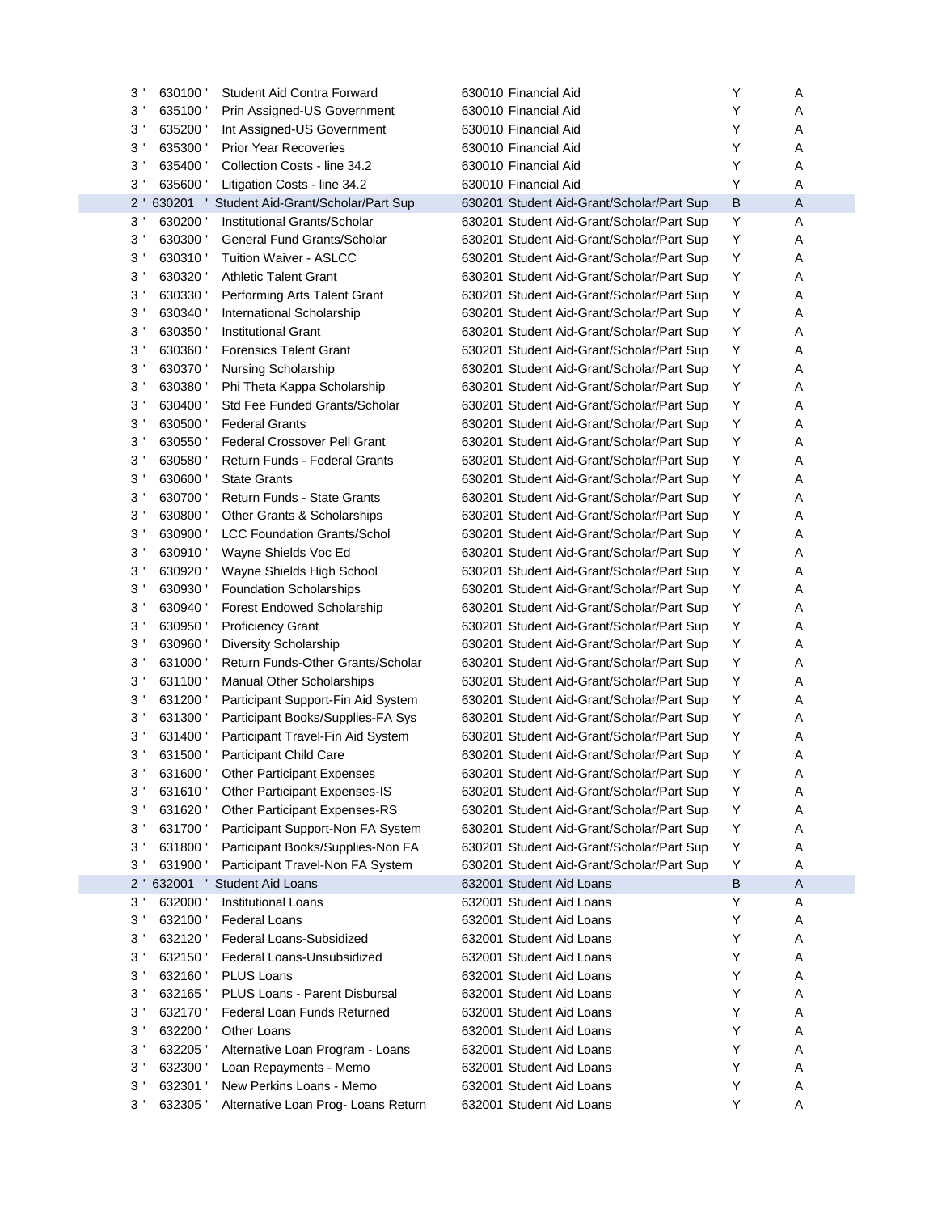| | | | | | |
|---|---|---|---|---|---|
| 3 ' | 630100 ' | Student Aid Contra Forward | 630010 Financial Aid | Y | A |
| 3 ' | 635100 ' | Prin Assigned-US Government | 630010 Financial Aid | Y | A |
| 3 ' | 635200 ' | Int Assigned-US Government | 630010 Financial Aid | Y | A |
| 3 ' | 635300 ' | Prior Year Recoveries | 630010 Financial Aid | Y | A |
| 3 ' | 635400 ' | Collection Costs - line 34.2 | 630010 Financial Aid | Y | A |
| 3 ' | 635600 ' | Litigation Costs - line 34.2 | 630010 Financial Aid | Y | A |
| 2 ' | 630201 ' | Student Aid-Grant/Scholar/Part Sup | 630201 Student Aid-Grant/Scholar/Part Sup | B | A |
| 3 ' | 630200 ' | Institutional Grants/Scholar | 630201 Student Aid-Grant/Scholar/Part Sup | Y | A |
| 3 ' | 630300 ' | General Fund Grants/Scholar | 630201 Student Aid-Grant/Scholar/Part Sup | Y | A |
| 3 ' | 630310 ' | Tuition Waiver - ASLCC | 630201 Student Aid-Grant/Scholar/Part Sup | Y | A |
| 3 ' | 630320 ' | Athletic Talent Grant | 630201 Student Aid-Grant/Scholar/Part Sup | Y | A |
| 3 ' | 630330 ' | Performing Arts Talent Grant | 630201 Student Aid-Grant/Scholar/Part Sup | Y | A |
| 3 ' | 630340 ' | International Scholarship | 630201 Student Aid-Grant/Scholar/Part Sup | Y | A |
| 3 ' | 630350 ' | Institutional Grant | 630201 Student Aid-Grant/Scholar/Part Sup | Y | A |
| 3 ' | 630360 ' | Forensics Talent Grant | 630201 Student Aid-Grant/Scholar/Part Sup | Y | A |
| 3 ' | 630370 ' | Nursing Scholarship | 630201 Student Aid-Grant/Scholar/Part Sup | Y | A |
| 3 ' | 630380 ' | Phi Theta Kappa Scholarship | 630201 Student Aid-Grant/Scholar/Part Sup | Y | A |
| 3 ' | 630400 ' | Std Fee Funded Grants/Scholar | 630201 Student Aid-Grant/Scholar/Part Sup | Y | A |
| 3 ' | 630500 ' | Federal Grants | 630201 Student Aid-Grant/Scholar/Part Sup | Y | A |
| 3 ' | 630550 ' | Federal Crossover Pell Grant | 630201 Student Aid-Grant/Scholar/Part Sup | Y | A |
| 3 ' | 630580 ' | Return Funds - Federal Grants | 630201 Student Aid-Grant/Scholar/Part Sup | Y | A |
| 3 ' | 630600 ' | State Grants | 630201 Student Aid-Grant/Scholar/Part Sup | Y | A |
| 3 ' | 630700 ' | Return Funds - State Grants | 630201 Student Aid-Grant/Scholar/Part Sup | Y | A |
| 3 ' | 630800 ' | Other Grants & Scholarships | 630201 Student Aid-Grant/Scholar/Part Sup | Y | A |
| 3 ' | 630900 ' | LCC Foundation Grants/Schol | 630201 Student Aid-Grant/Scholar/Part Sup | Y | A |
| 3 ' | 630910 ' | Wayne Shields Voc Ed | 630201 Student Aid-Grant/Scholar/Part Sup | Y | A |
| 3 ' | 630920 ' | Wayne Shields High School | 630201 Student Aid-Grant/Scholar/Part Sup | Y | A |
| 3 ' | 630930 ' | Foundation Scholarships | 630201 Student Aid-Grant/Scholar/Part Sup | Y | A |
| 3 ' | 630940 ' | Forest Endowed Scholarship | 630201 Student Aid-Grant/Scholar/Part Sup | Y | A |
| 3 ' | 630950 ' | Proficiency Grant | 630201 Student Aid-Grant/Scholar/Part Sup | Y | A |
| 3 ' | 630960 ' | Diversity Scholarship | 630201 Student Aid-Grant/Scholar/Part Sup | Y | A |
| 3 ' | 631000 ' | Return Funds-Other Grants/Scholar | 630201 Student Aid-Grant/Scholar/Part Sup | Y | A |
| 3 ' | 631100 ' | Manual Other Scholarships | 630201 Student Aid-Grant/Scholar/Part Sup | Y | A |
| 3 ' | 631200 ' | Participant Support-Fin Aid System | 630201 Student Aid-Grant/Scholar/Part Sup | Y | A |
| 3 ' | 631300 ' | Participant Books/Supplies-FA Sys | 630201 Student Aid-Grant/Scholar/Part Sup | Y | A |
| 3 ' | 631400 ' | Participant Travel-Fin Aid System | 630201 Student Aid-Grant/Scholar/Part Sup | Y | A |
| 3 ' | 631500 ' | Participant Child Care | 630201 Student Aid-Grant/Scholar/Part Sup | Y | A |
| 3 ' | 631600 ' | Other Participant Expenses | 630201 Student Aid-Grant/Scholar/Part Sup | Y | A |
| 3 ' | 631610 ' | Other Participant Expenses-IS | 630201 Student Aid-Grant/Scholar/Part Sup | Y | A |
| 3 ' | 631620 ' | Other Participant Expenses-RS | 630201 Student Aid-Grant/Scholar/Part Sup | Y | A |
| 3 ' | 631700 ' | Participant Support-Non FA System | 630201 Student Aid-Grant/Scholar/Part Sup | Y | A |
| 3 ' | 631800 ' | Participant Books/Supplies-Non FA | 630201 Student Aid-Grant/Scholar/Part Sup | Y | A |
| 3 ' | 631900 ' | Participant Travel-Non FA System | 630201 Student Aid-Grant/Scholar/Part Sup | Y | A |
| 2 ' | 632001 ' | Student Aid Loans | 632001 Student Aid Loans | B | A |
| 3 ' | 632000 ' | Institutional Loans | 632001 Student Aid Loans | Y | A |
| 3 ' | 632100 ' | Federal Loans | 632001 Student Aid Loans | Y | A |
| 3 ' | 632120 ' | Federal Loans-Subsidized | 632001 Student Aid Loans | Y | A |
| 3 ' | 632150 ' | Federal Loans-Unsubsidized | 632001 Student Aid Loans | Y | A |
| 3 ' | 632160 ' | PLUS Loans | 632001 Student Aid Loans | Y | A |
| 3 ' | 632165 ' | PLUS Loans - Parent Disbursal | 632001 Student Aid Loans | Y | A |
| 3 ' | 632170 ' | Federal Loan Funds Returned | 632001 Student Aid Loans | Y | A |
| 3 ' | 632200 ' | Other Loans | 632001 Student Aid Loans | Y | A |
| 3 ' | 632205 ' | Alternative Loan Program - Loans | 632001 Student Aid Loans | Y | A |
| 3 ' | 632300 ' | Loan Repayments - Memo | 632001 Student Aid Loans | Y | A |
| 3 ' | 632301 ' | New Perkins Loans - Memo | 632001 Student Aid Loans | Y | A |
| 3 ' | 632305 ' | Alternative Loan Prog- Loans Return | 632001 Student Aid Loans | Y | A |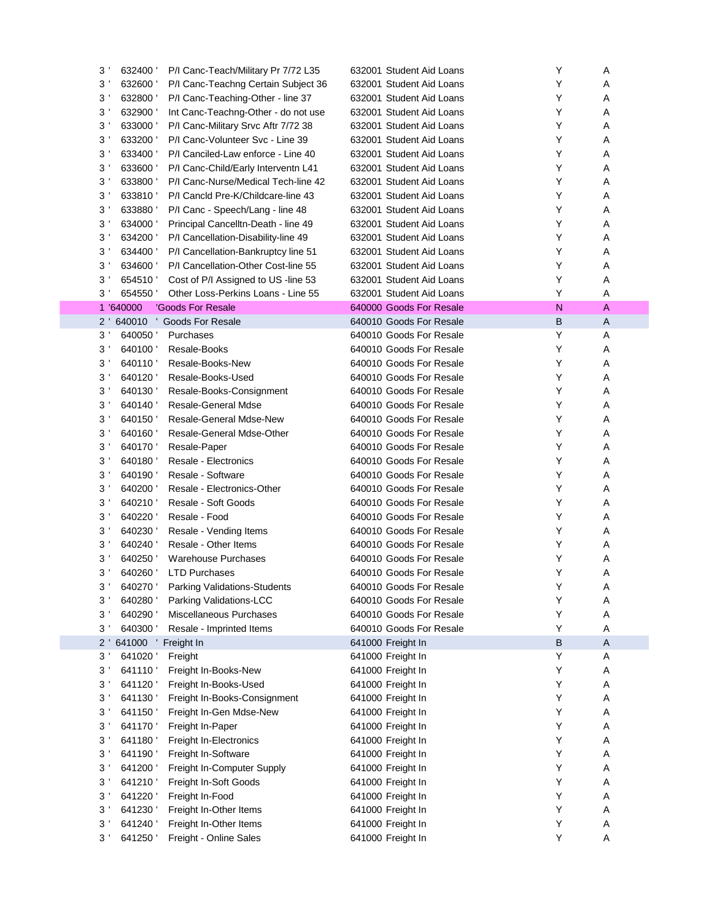| | | | | | |
|---|---|---|---|---|---|
| 3 ' | 632400 ' | P/I Canc-Teach/Military Pr 7/72 L35 | 632001 Student Aid Loans | Y | A |
| 3 ' | 632600 ' | P/I Canc-Teachng Certain Subject 36 | 632001 Student Aid Loans | Y | A |
| 3 ' | 632800 ' | P/I Canc-Teaching-Other - line 37 | 632001 Student Aid Loans | Y | A |
| 3 ' | 632900 ' | Int Canc-Teachng-Other - do not use | 632001 Student Aid Loans | Y | A |
| 3 ' | 633000 ' | P/I Canc-Military Srvc Aftr 7/72 38 | 632001 Student Aid Loans | Y | A |
| 3 ' | 633200 ' | P/I Canc-Volunteer Svc - Line 39 | 632001 Student Aid Loans | Y | A |
| 3 ' | 633400 ' | P/I Canciled-Law enforce - Line 40 | 632001 Student Aid Loans | Y | A |
| 3 ' | 633600 ' | P/I Canc-Child/Early Interventn L41 | 632001 Student Aid Loans | Y | A |
| 3 ' | 633800 ' | P/I Canc-Nurse/Medical Tech-line 42 | 632001 Student Aid Loans | Y | A |
| 3 ' | 633810 ' | P/I Cancld Pre-K/Childcare-line 43 | 632001 Student Aid Loans | Y | A |
| 3 ' | 633880 ' | P/I Canc - Speech/Lang - line 48 | 632001 Student Aid Loans | Y | A |
| 3 ' | 634000 ' | Principal Cancelltn-Death - line 49 | 632001 Student Aid Loans | Y | A |
| 3 ' | 634200 ' | P/I Cancellation-Disability-line 49 | 632001 Student Aid Loans | Y | A |
| 3 ' | 634400 ' | P/I Cancellation-Bankruptcy line 51 | 632001 Student Aid Loans | Y | A |
| 3 ' | 634600 ' | P/I Cancellation-Other Cost-line 55 | 632001 Student Aid Loans | Y | A |
| 3 ' | 654510 ' | Cost of P/I Assigned to US -line 53 | 632001 Student Aid Loans | Y | A |
| 3 ' | 654550 ' | Other Loss-Perkins Loans - Line 55 | 632001 Student Aid Loans | Y | A |
| 1 | '640000 | 'Goods For Resale | 640000 Goods For Resale | N | A |
| 2 ' | 640010 ' | Goods For Resale | 640010 Goods For Resale | B | A |
| 3 ' | 640050 ' | Purchases | 640010 Goods For Resale | Y | A |
| 3 ' | 640100 ' | Resale-Books | 640010 Goods For Resale | Y | A |
| 3 ' | 640110 ' | Resale-Books-New | 640010 Goods For Resale | Y | A |
| 3 ' | 640120 ' | Resale-Books-Used | 640010 Goods For Resale | Y | A |
| 3 ' | 640130 ' | Resale-Books-Consignment | 640010 Goods For Resale | Y | A |
| 3 ' | 640140 ' | Resale-General Mdse | 640010 Goods For Resale | Y | A |
| 3 ' | 640150 ' | Resale-General Mdse-New | 640010 Goods For Resale | Y | A |
| 3 ' | 640160 ' | Resale-General Mdse-Other | 640010 Goods For Resale | Y | A |
| 3 ' | 640170 ' | Resale-Paper | 640010 Goods For Resale | Y | A |
| 3 ' | 640180 ' | Resale - Electronics | 640010 Goods For Resale | Y | A |
| 3 ' | 640190 ' | Resale - Software | 640010 Goods For Resale | Y | A |
| 3 ' | 640200 ' | Resale - Electronics-Other | 640010 Goods For Resale | Y | A |
| 3 ' | 640210 ' | Resale - Soft Goods | 640010 Goods For Resale | Y | A |
| 3 ' | 640220 ' | Resale - Food | 640010 Goods For Resale | Y | A |
| 3 ' | 640230 ' | Resale - Vending Items | 640010 Goods For Resale | Y | A |
| 3 ' | 640240 ' | Resale - Other Items | 640010 Goods For Resale | Y | A |
| 3 ' | 640250 ' | Warehouse Purchases | 640010 Goods For Resale | Y | A |
| 3 ' | 640260 ' | LTD Purchases | 640010 Goods For Resale | Y | A |
| 3 ' | 640270 ' | Parking Validations-Students | 640010 Goods For Resale | Y | A |
| 3 ' | 640280 ' | Parking Validations-LCC | 640010 Goods For Resale | Y | A |
| 3 ' | 640290 ' | Miscellaneous Purchases | 640010 Goods For Resale | Y | A |
| 3 ' | 640300 ' | Resale - Imprinted Items | 640010 Goods For Resale | Y | A |
| 2 ' | 641000 ' | Freight In | 641000 Freight In | B | A |
| 3 ' | 641020 ' | Freight | 641000 Freight In | Y | A |
| 3 ' | 641110 ' | Freight In-Books-New | 641000 Freight In | Y | A |
| 3 ' | 641120 ' | Freight In-Books-Used | 641000 Freight In | Y | A |
| 3 ' | 641130 ' | Freight In-Books-Consignment | 641000 Freight In | Y | A |
| 3 ' | 641150 ' | Freight In-Gen Mdse-New | 641000 Freight In | Y | A |
| 3 ' | 641170 ' | Freight In-Paper | 641000 Freight In | Y | A |
| 3 ' | 641180 ' | Freight In-Electronics | 641000 Freight In | Y | A |
| 3 ' | 641190 ' | Freight In-Software | 641000 Freight In | Y | A |
| 3 ' | 641200 ' | Freight In-Computer Supply | 641000 Freight In | Y | A |
| 3 ' | 641210 ' | Freight In-Soft Goods | 641000 Freight In | Y | A |
| 3 ' | 641220 ' | Freight In-Food | 641000 Freight In | Y | A |
| 3 ' | 641230 ' | Freight In-Other Items | 641000 Freight In | Y | A |
| 3 ' | 641240 ' | Freight In-Other Items | 641000 Freight In | Y | A |
| 3 ' | 641250 ' | Freight - Online Sales | 641000 Freight In | Y | A |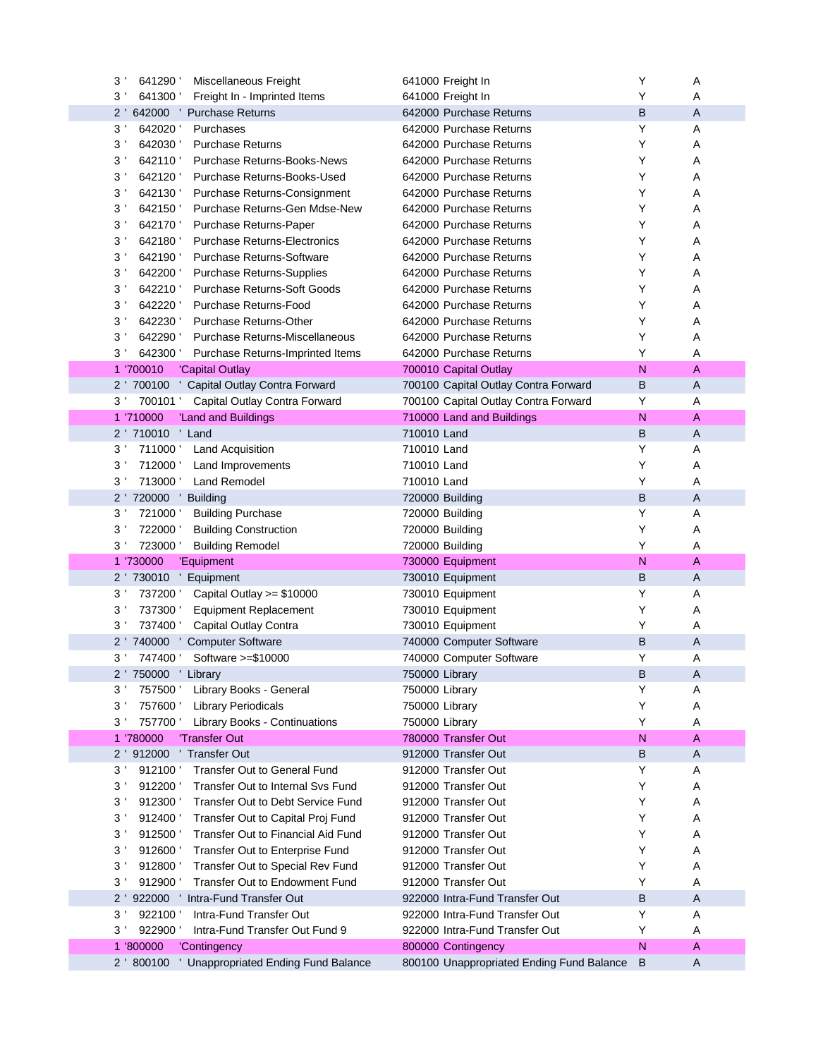| | | | | | |
|---|---|---|---|---|---|
| 3 ' | 641290 ' | Miscellaneous Freight | 641000 Freight In | Y | A |
| 3 ' | 641300 ' | Freight In - Imprinted Items | 641000 Freight In | Y | A |
| 2 ' | 642000 ' | Purchase Returns | 642000 Purchase Returns | B | A |
| 3 ' | 642020 ' | Purchases | 642000 Purchase Returns | Y | A |
| 3 ' | 642030 ' | Purchase Returns | 642000 Purchase Returns | Y | A |
| 3 ' | 642110 ' | Purchase Returns-Books-News | 642000 Purchase Returns | Y | A |
| 3 ' | 642120 ' | Purchase Returns-Books-Used | 642000 Purchase Returns | Y | A |
| 3 ' | 642130 ' | Purchase Returns-Consignment | 642000 Purchase Returns | Y | A |
| 3 ' | 642150 ' | Purchase Returns-Gen Mdse-New | 642000 Purchase Returns | Y | A |
| 3 ' | 642170 ' | Purchase Returns-Paper | 642000 Purchase Returns | Y | A |
| 3 ' | 642180 ' | Purchase Returns-Electronics | 642000 Purchase Returns | Y | A |
| 3 ' | 642190 ' | Purchase Returns-Software | 642000 Purchase Returns | Y | A |
| 3 ' | 642200 ' | Purchase Returns-Supplies | 642000 Purchase Returns | Y | A |
| 3 ' | 642210 ' | Purchase Returns-Soft Goods | 642000 Purchase Returns | Y | A |
| 3 ' | 642220 ' | Purchase Returns-Food | 642000 Purchase Returns | Y | A |
| 3 ' | 642230 ' | Purchase Returns-Other | 642000 Purchase Returns | Y | A |
| 3 ' | 642290 ' | Purchase Returns-Miscellaneous | 642000 Purchase Returns | Y | A |
| 3 ' | 642300 ' | Purchase Returns-Imprinted Items | 642000 Purchase Returns | Y | A |
| 1 ' | 700010 ' | Capital Outlay | 700010 Capital Outlay | N | A |
| 2 ' | 700100 ' | Capital Outlay Contra Forward | 700100 Capital Outlay Contra Forward | B | A |
| 3 ' | 700101 ' | Capital Outlay Contra Forward | 700100 Capital Outlay Contra Forward | Y | A |
| 1 ' | 710000 ' | Land and Buildings | 710000 Land and Buildings | N | A |
| 2 ' | 710010 ' | Land | 710010 Land | B | A |
| 3 ' | 711000 ' | Land Acquisition | 710010 Land | Y | A |
| 3 ' | 712000 ' | Land Improvements | 710010 Land | Y | A |
| 3 ' | 713000 ' | Land Remodel | 710010 Land | Y | A |
| 2 ' | 720000 ' | Building | 720000 Building | B | A |
| 3 ' | 721000 ' | Building Purchase | 720000 Building | Y | A |
| 3 ' | 722000 ' | Building Construction | 720000 Building | Y | A |
| 3 ' | 723000 ' | Building Remodel | 720000 Building | Y | A |
| 1 ' | 730000 ' | Equipment | 730000 Equipment | N | A |
| 2 ' | 730010 ' | Equipment | 730010 Equipment | B | A |
| 3 ' | 737200 ' | Capital Outlay >= $10000 | 730010 Equipment | Y | A |
| 3 ' | 737300 ' | Equipment Replacement | 730010 Equipment | Y | A |
| 3 ' | 737400 ' | Capital Outlay Contra | 730010 Equipment | Y | A |
| 2 ' | 740000 ' | Computer Software | 740000 Computer Software | B | A |
| 3 ' | 747400 ' | Software >=$10000 | 740000 Computer Software | Y | A |
| 2 ' | 750000 ' | Library | 750000 Library | B | A |
| 3 ' | 757500 ' | Library Books - General | 750000 Library | Y | A |
| 3 ' | 757600 ' | Library Periodicals | 750000 Library | Y | A |
| 3 ' | 757700 ' | Library Books - Continuations | 750000 Library | Y | A |
| 1 ' | 780000 ' | Transfer Out | 780000 Transfer Out | N | A |
| 2 ' | 912000 ' | Transfer Out | 912000 Transfer Out | B | A |
| 3 ' | 912100 ' | Transfer Out to General Fund | 912000 Transfer Out | Y | A |
| 3 ' | 912200 ' | Transfer Out to Internal Svs Fund | 912000 Transfer Out | Y | A |
| 3 ' | 912300 ' | Transfer Out to Debt Service Fund | 912000 Transfer Out | Y | A |
| 3 ' | 912400 ' | Transfer Out to Capital Proj Fund | 912000 Transfer Out | Y | A |
| 3 ' | 912500 ' | Transfer Out to Financial Aid Fund | 912000 Transfer Out | Y | A |
| 3 ' | 912600 ' | Transfer Out to Enterprise Fund | 912000 Transfer Out | Y | A |
| 3 ' | 912800 ' | Transfer Out to Special Rev Fund | 912000 Transfer Out | Y | A |
| 3 ' | 912900 ' | Transfer Out to Endowment Fund | 912000 Transfer Out | Y | A |
| 2 ' | 922000 ' | Intra-Fund Transfer Out | 922000 Intra-Fund Transfer Out | B | A |
| 3 ' | 922100 ' | Intra-Fund Transfer Out | 922000 Intra-Fund Transfer Out | Y | A |
| 3 ' | 922900 ' | Intra-Fund Transfer Out Fund 9 | 922000 Intra-Fund Transfer Out | Y | A |
| 1 ' | 800000 ' | Contingency | 800000 Contingency | N | A |
| 2 ' | 800100 ' | Unappropriated Ending Fund Balance | 800100 Unappropriated Ending Fund Balance | B | A |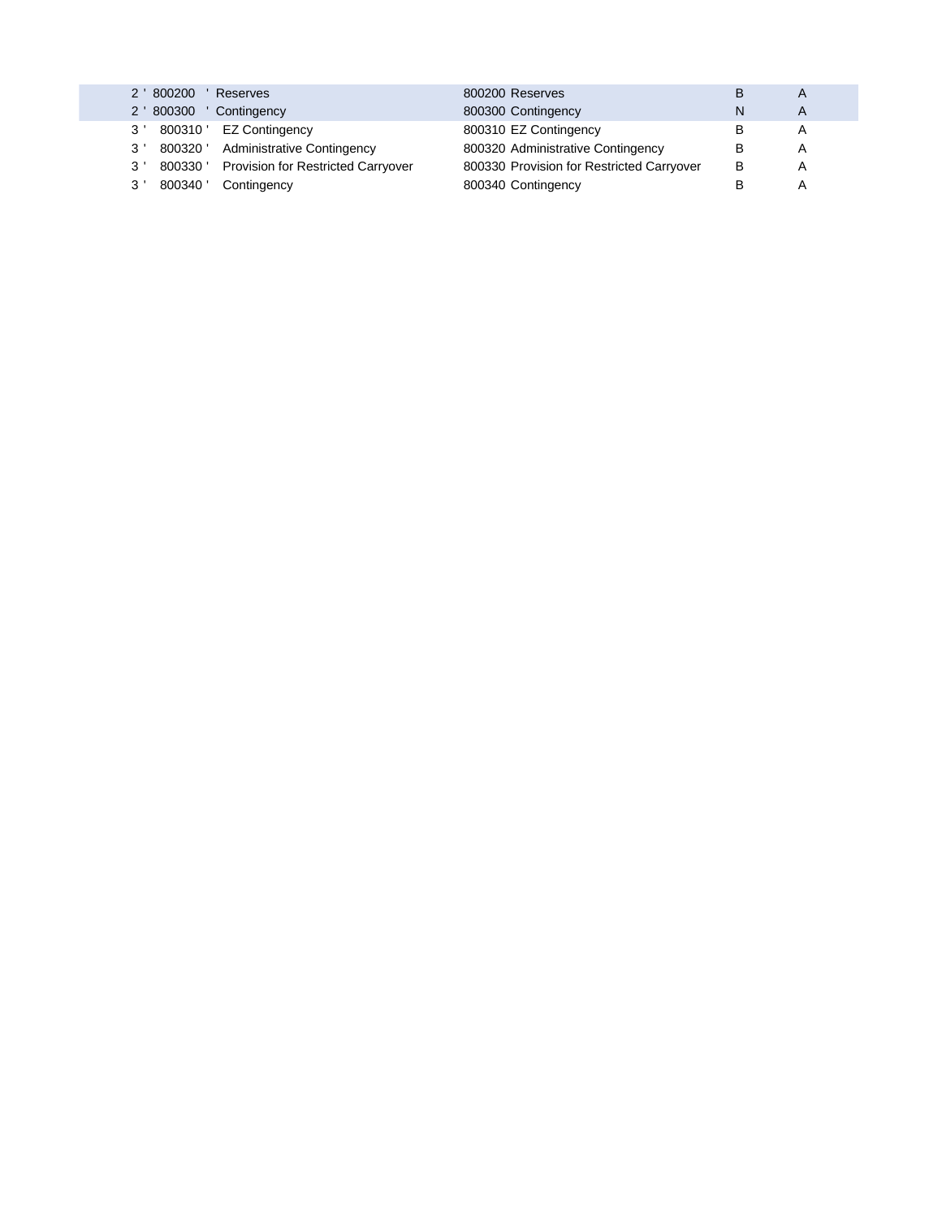| | | | | | |
|---|---|---|---|---|---|
| 2 ' | 800200 ' | Reserves | 800200 Reserves | B | A |
| 2 ' | 800300 ' | Contingency | 800300 Contingency | N | A |
| 3 ' | 800310 ' | EZ Contingency | 800310 EZ Contingency | B | A |
| 3 ' | 800320 ' | Administrative Contingency | 800320 Administrative Contingency | B | A |
| 3 ' | 800330 ' | Provision for Restricted Carryover | 800330 Provision for Restricted Carryover | B | A |
| 3 ' | 800340 ' | Contingency | 800340 Contingency | B | A |